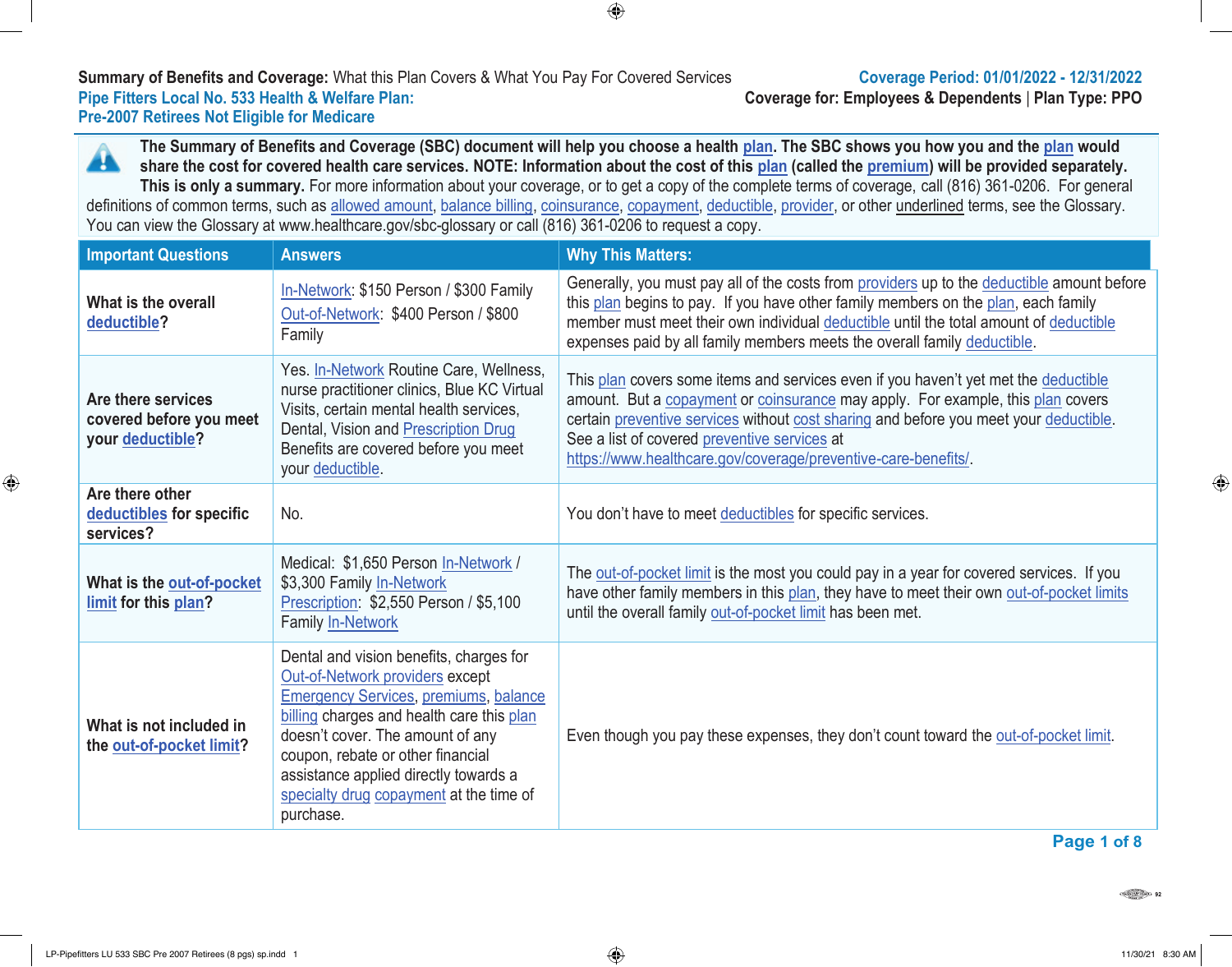**Summary of Benefits and Coverage:** What this Plan Covers & What You Pay For Covered Services
**Pipe Fitters Local No. 533 Health & Welfare Plan:**
**Pre-2007 Retirees Not Eligible for Medicare**

**Coverage Period: 01/01/2022 - 12/31/2022**
**Coverage for: Employees & Dependents | Plan Type: PPO**

**The Summary of Benefits and Coverage (SBC) document will help you choose a health plan. The SBC shows you how you and the plan would share the cost for covered health care services. NOTE: Information about the cost of this plan (called the premium) will be provided separately. This is only a summary.** For more information about your coverage, or to get a copy of the complete terms of coverage, call (816) 361-0206. For general definitions of common terms, such as allowed amount, balance billing, coinsurance, copayment, deductible, provider, or other underlined terms, see the Glossary. You can view the Glossary at www.healthcare.gov/sbc-glossary or call (816) 361-0206 to request a copy.

| Important Questions | Answers | Why This Matters: |
|---|---|---|
| **What is the overall deductible?** | In-Network: $150 Person / $300 Family<br>Out-of-Network: $400 Person / $800 Family | Generally, you must pay all of the costs from providers up to the deductible amount before this plan begins to pay. If you have other family members on the plan, each family member must meet their own individual deductible until the total amount of deductible expenses paid by all family members meets the overall family deductible. |
| **Are there services covered before you meet your deductible?** | Yes. In-Network Routine Care, Wellness, nurse practitioner clinics, Blue KC Virtual Visits, certain mental health services, Dental, Vision and Prescription Drug Benefits are covered before you meet your deductible. | This plan covers some items and services even if you haven't yet met the deductible amount. But a copayment or coinsurance may apply. For example, this plan covers certain preventive services without cost sharing and before you meet your deductible. See a list of covered preventive services at https://www.healthcare.gov/coverage/preventive-care-benefits/. |
| **Are there other deductibles for specific services?** | No. | You don't have to meet deductibles for specific services. |
| **What is the out-of-pocket limit for this plan?** | Medical: $1,650 Person In-Network / $3,300 Family In-Network<br>Prescription: $2,550 Person / $5,100 Family In-Network | The out-of-pocket limit is the most you could pay in a year for covered services. If you have other family members in this plan, they have to meet their own out-of-pocket limits until the overall family out-of-pocket limit has been met. |
| **What is not included in the out-of-pocket limit?** | Dental and vision benefits, charges for Out-of-Network providers except Emergency Services, premiums, balance billing charges and health care this plan doesn't cover. The amount of any coupon, rebate or other financial assistance applied directly towards a specialty drug copayment at the time of purchase. | Even though you pay these expenses, they don't count toward the out-of-pocket limit. |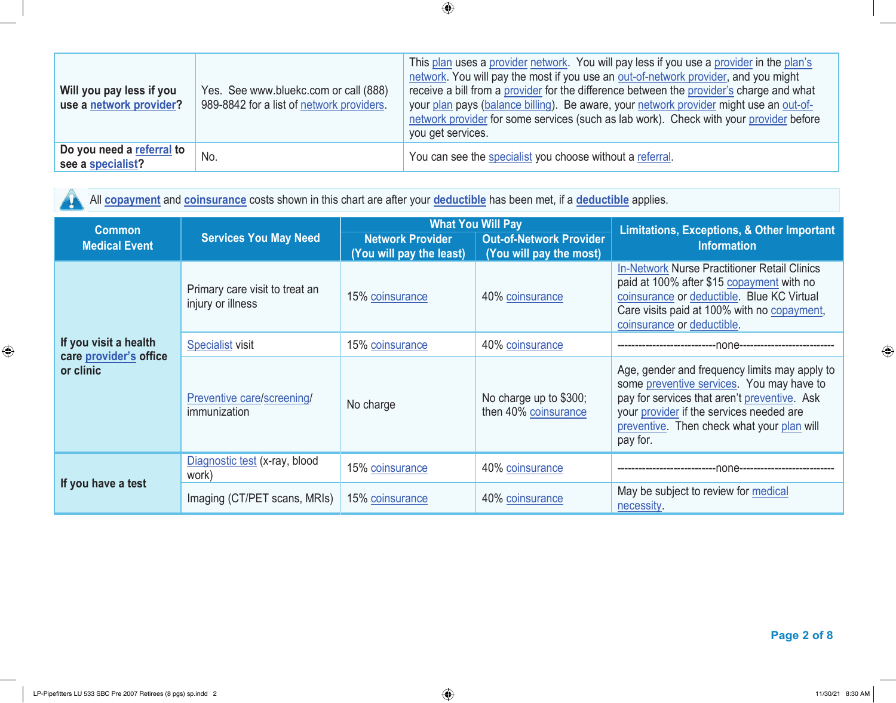| Will you pay less if you use a **network provider**? | Yes. See www.bluekc.com or call (888) 989-8842 for a list of network providers. | This plan uses a provider network. You will pay less if you use a provider in the plan's network. You will pay the most if you use an out-of-network provider, and you might receive a bill from a provider for the difference between the provider's charge and what your plan pays (balance billing). Be aware, your network provider might use an out-of-network provider for some services (such as lab work). Check with your provider before you get services. |
|---|---|---|
| **Do you need a referral to see a specialist?** | No. | You can see the specialist you choose without a referral. |

All **copayment** and **coinsurance** costs shown in this chart are after your **deductible** has been met, if a **deductible** applies.

| Common Medical Event | Services You May Need | What You Will Pay | | Limitations, Exceptions, & Other Important Information |
|---|---|---|---|---|
| | | Network Provider (You will pay the least) | Out-of-Network Provider (You will pay the most) | |
| **If you visit a health care provider's office or clinic** | Primary care visit to treat an injury or illness | 15% coinsurance | 40% coinsurance | In-Network Nurse Practitioner Retail Clinics paid at 100% after $15 copayment with no coinsurance or deductible. Blue KC Virtual Care visits paid at 100% with no copayment, coinsurance or deductible. |
| | Specialist visit | 15% coinsurance | 40% coinsurance | ---------------------------none--------------------------- |
| | Preventive care/screening/ immunization | No charge | No charge up to $300; then 40% coinsurance | Age, gender and frequency limits may apply to some preventive services. You may have to pay for services that aren't preventive. Ask your provider if the services needed are preventive. Then check what your plan will pay for. |
| **If you have a test** | Diagnostic test (x-ray, blood work) | 15% coinsurance | 40% coinsurance | ---------------------------none--------------------------- |
| | Imaging (CT/PET scans, MRIs) | 15% coinsurance | 40% coinsurance | May be subject to review for medical necessity. |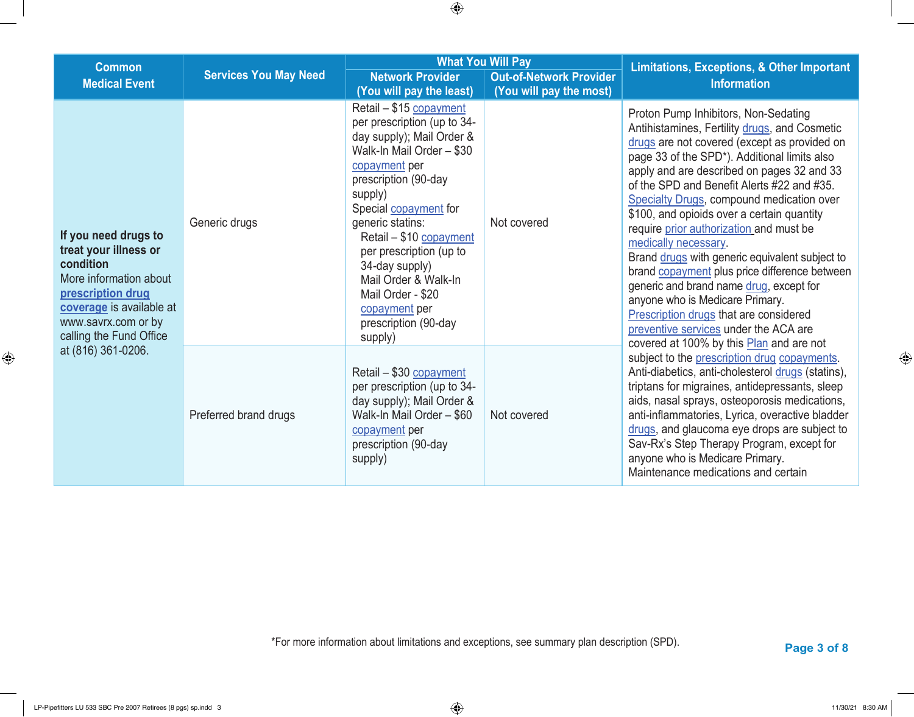| Common Medical Event | Services You May Need | What You Will Pay | | Limitations, Exceptions, & Other Important Information |
|---|---|---|---|---|
| | | Network Provider (You will pay the least) | Out-of-Network Provider (You will pay the most) | |
| **If you need drugs to treat your illness or condition** More information about **prescription drug coverage** is available at www.savrx.com or by calling the Fund Office at (816) 361-0206. | Generic drugs | Retail – $15 copayment per prescription (up to 34-day supply); Mail Order & Walk-In Mail Order – $30 copayment per prescription (90-day supply) Special copayment for generic statins: Retail – $10 copayment per prescription (up to 34-day supply) Mail Order & Walk-In Mail Order - $20 copayment per prescription (90-day supply) | Not covered | Proton Pump Inhibitors, Non-Sedating Antihistamines, Fertility drugs, and Cosmetic drugs are not covered (except as provided on page 33 of the SPD*). Additional limits also apply and are described on pages 32 and 33 of the SPD and Benefit Alerts #22 and #35. Specialty Drugs, compound medication over $100, and opioids over a certain quantity require prior authorization and must be medically necessary. Brand drugs with generic equivalent subject to brand copayment plus price difference between generic and brand name drug, except for anyone who is Medicare Primary. Prescription drugs that are considered preventive services under the ACA are covered at 100% by this Plan and are not subject to the prescription drug copayments. Anti-diabetics, anti-cholesterol drugs (statins), triptans for migraines, antidepressants, sleep aids, nasal sprays, osteoporosis medications, anti-inflammatories, Lyrica, overactive bladder drugs, and glaucoma eye drops are subject to Sav-Rx's Step Therapy Program, except for anyone who is Medicare Primary. Maintenance medications and certain |
| | Preferred brand drugs | Retail – $30 copayment per prescription (up to 34-day supply); Mail Order & Walk-In Mail Order – $60 copayment per prescription (90-day supply) | Not covered | |

*For more information about limitations and exceptions, see summary plan description (SPD).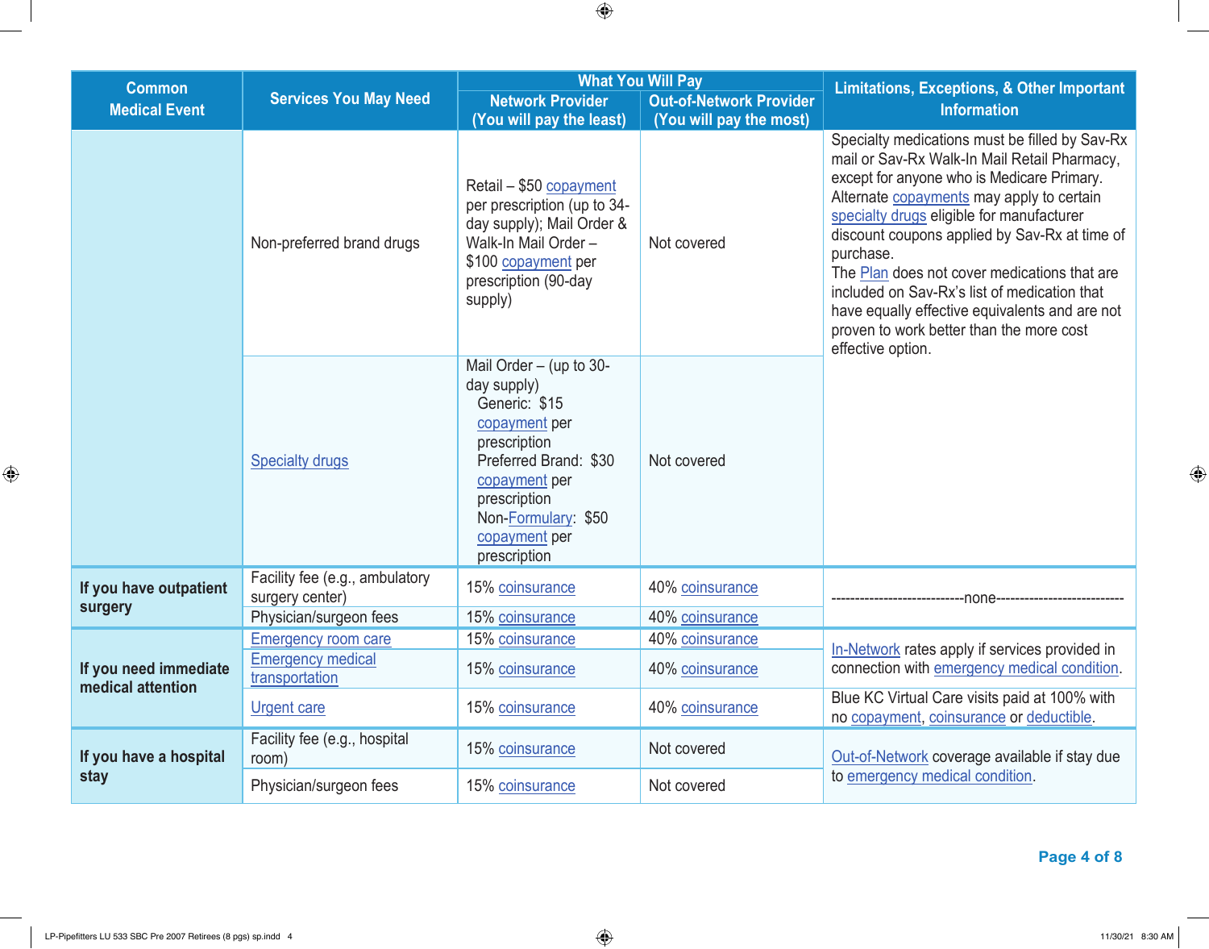| Common Medical Event | Services You May Need | What You Will Pay | | Limitations, Exceptions, & Other Important Information |
|---|---|---|---|---|
| | | Network Provider (You will pay the least) | Out-of-Network Provider (You will pay the most) | |
| | Non-preferred brand drugs | Retail – $50 copayment per prescription (up to 34-day supply); Mail Order & Walk-In Mail Order – $100 copayment per prescription (90-day supply) | Not covered | Specialty medications must be filled by Sav-Rx mail or Sav-Rx Walk-In Mail Retail Pharmacy, except for anyone who is Medicare Primary. Alternate copayments may apply to certain specialty drugs eligible for manufacturer discount coupons applied by Sav-Rx at time of purchase. The Plan does not cover medications that are included on Sav-Rx's list of medication that have equally effective equivalents and are not proven to work better than the more cost effective option. |
| | Specialty drugs | Mail Order – (up to 30-day supply) Generic: $15 copayment per prescription Preferred Brand: $30 copayment per prescription Non-Formulary: $50 copayment per prescription | Not covered | |
| **If you have outpatient surgery** | Facility fee (e.g., ambulatory surgery center) | 15% coinsurance | 40% coinsurance | ----------------------------none--------------------------- |
| | Physician/surgeon fees | 15% coinsurance | 40% coinsurance | |
| **If you need immediate medical attention** | Emergency room care | 15% coinsurance | 40% coinsurance | In-Network rates apply if services provided in connection with emergency medical condition. |
| | Emergency medical transportation | 15% coinsurance | 40% coinsurance | |
| | Urgent care | 15% coinsurance | 40% coinsurance | Blue KC Virtual Care visits paid at 100% with no copayment, coinsurance or deductible. |
| **If you have a hospital stay** | Facility fee (e.g., hospital room) | 15% coinsurance | Not covered | Out-of-Network coverage available if stay due to emergency medical condition. |
| | Physician/surgeon fees | 15% coinsurance | Not covered | |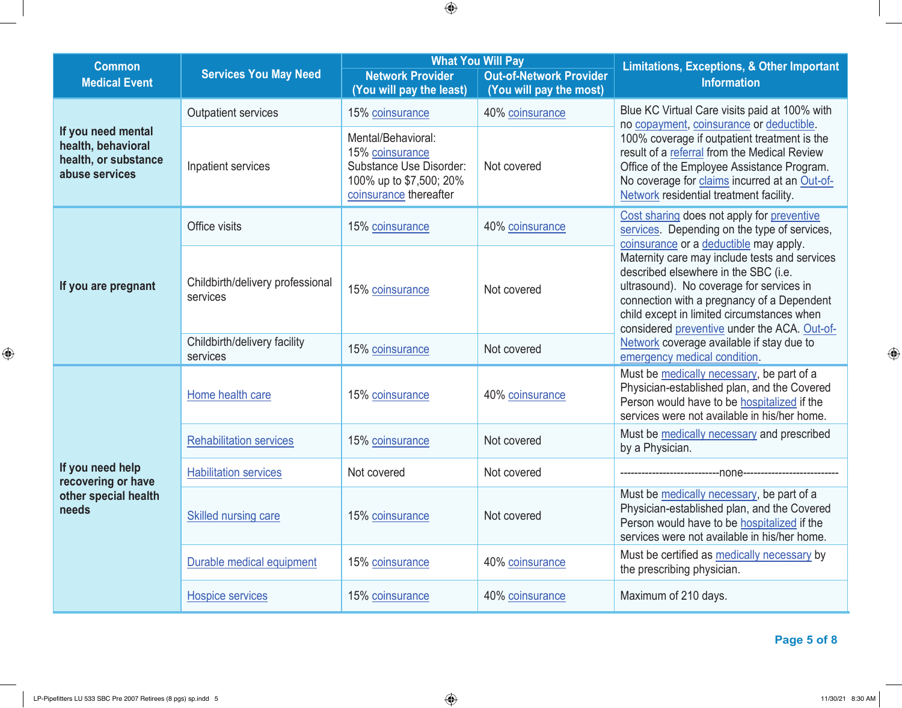| Common Medical Event | Services You May Need | What You Will Pay | | Limitations, Exceptions, & Other Important Information |
|---|---|---|---|---|
| | | Network Provider (You will pay the least) | Out-of-Network Provider (You will pay the most) | |
| **If you need mental health, behavioral health, or substance abuse services** | Outpatient services | 15% coinsurance | 40% coinsurance | Blue KC Virtual Care visits paid at 100% with no copayment, coinsurance or deductible. 100% coverage if outpatient treatment is the result of a referral from the Medical Review Office of the Employee Assistance Program. No coverage for claims incurred at an Out-of-Network residential treatment facility. |
| | Inpatient services | Mental/Behavioral: 15% coinsurance Substance Use Disorder: 100% up to $7,500; 20% coinsurance thereafter | Not covered | |
| **If you are pregnant** | Office visits | 15% coinsurance | 40% coinsurance | Cost sharing does not apply for preventive services. Depending on the type of services, coinsurance or a deductible may apply. Maternity care may include tests and services described elsewhere in the SBC (i.e. ultrasound). No coverage for services in connection with a pregnancy of a Dependent child except in limited circumstances when considered preventive under the ACA. Out-of-Network coverage available if stay due to emergency medical condition. |
| | Childbirth/delivery professional services | 15% coinsurance | Not covered | |
| | Childbirth/delivery facility services | 15% coinsurance | Not covered | |
| **If you need help recovering or have other special health needs** | Home health care | 15% coinsurance | 40% coinsurance | Must be medically necessary, be part of a Physician-established plan, and the Covered Person would have to be hospitalized if the services were not available in his/her home. |
| | Rehabilitation services | 15% coinsurance | Not covered | Must be medically necessary and prescribed by a Physician. |
| | Habilitation services | Not covered | Not covered | ---------------------------none--------------------------- |
| | Skilled nursing care | 15% coinsurance | Not covered | Must be medically necessary, be part of a Physician-established plan, and the Covered Person would have to be hospitalized if the services were not available in his/her home. |
| | Durable medical equipment | 15% coinsurance | 40% coinsurance | Must be certified as medically necessary by the prescribing physician. |
| | Hospice services | 15% coinsurance | 40% coinsurance | Maximum of 210 days. |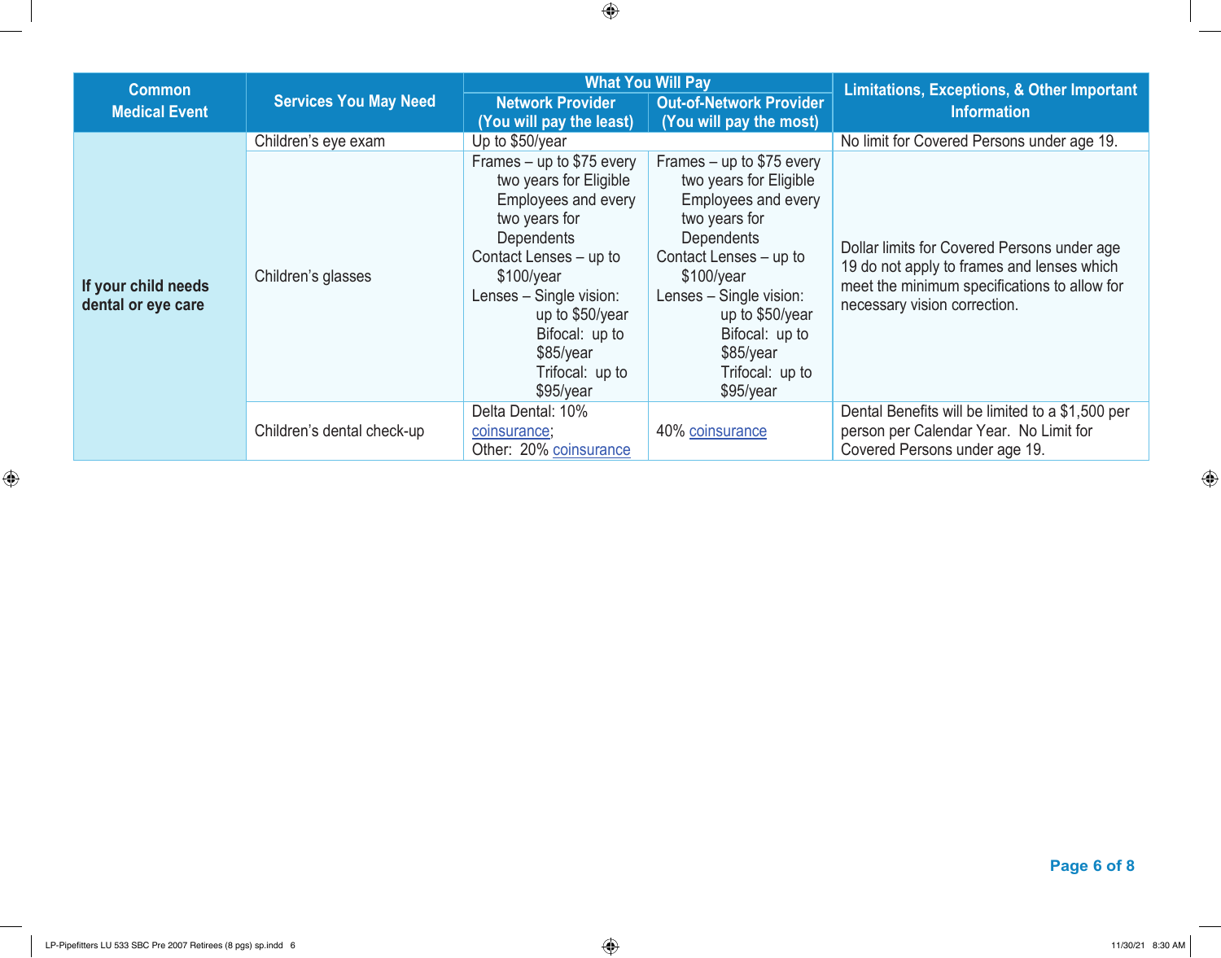| Common Medical Event | Services You May Need | What You Will Pay | | Limitations, Exceptions, & Other Important Information |
|---|---|---|---|---|
| | | Network Provider (You will pay the least) | Out-of-Network Provider (You will pay the most) | |
| **If your child needs dental or eye care** | Children's eye exam | Up to $50/year | | No limit for Covered Persons under age 19. |
| | Children's glasses | Frames – up to $75 every two years for Eligible Employees and every two years for Dependents<br>Contact Lenses – up to $100/year<br>Lenses – Single vision: up to $50/year<br>Bifocal: up to $85/year<br>Trifocal: up to $95/year | Frames – up to $75 every two years for Eligible Employees and every two years for Dependents<br>Contact Lenses – up to $100/year<br>Lenses – Single vision: up to $50/year<br>Bifocal: up to $85/year<br>Trifocal: up to $95/year | Dollar limits for Covered Persons under age 19 do not apply to frames and lenses which meet the minimum specifications to allow for necessary vision correction. |
| | Children's dental check-up | Delta Dental: 10% coinsurance;<br>Other: 20% coinsurance | 40% coinsurance | Dental Benefits will be limited to a $1,500 per person per Calendar Year. No Limit for Covered Persons under age 19. |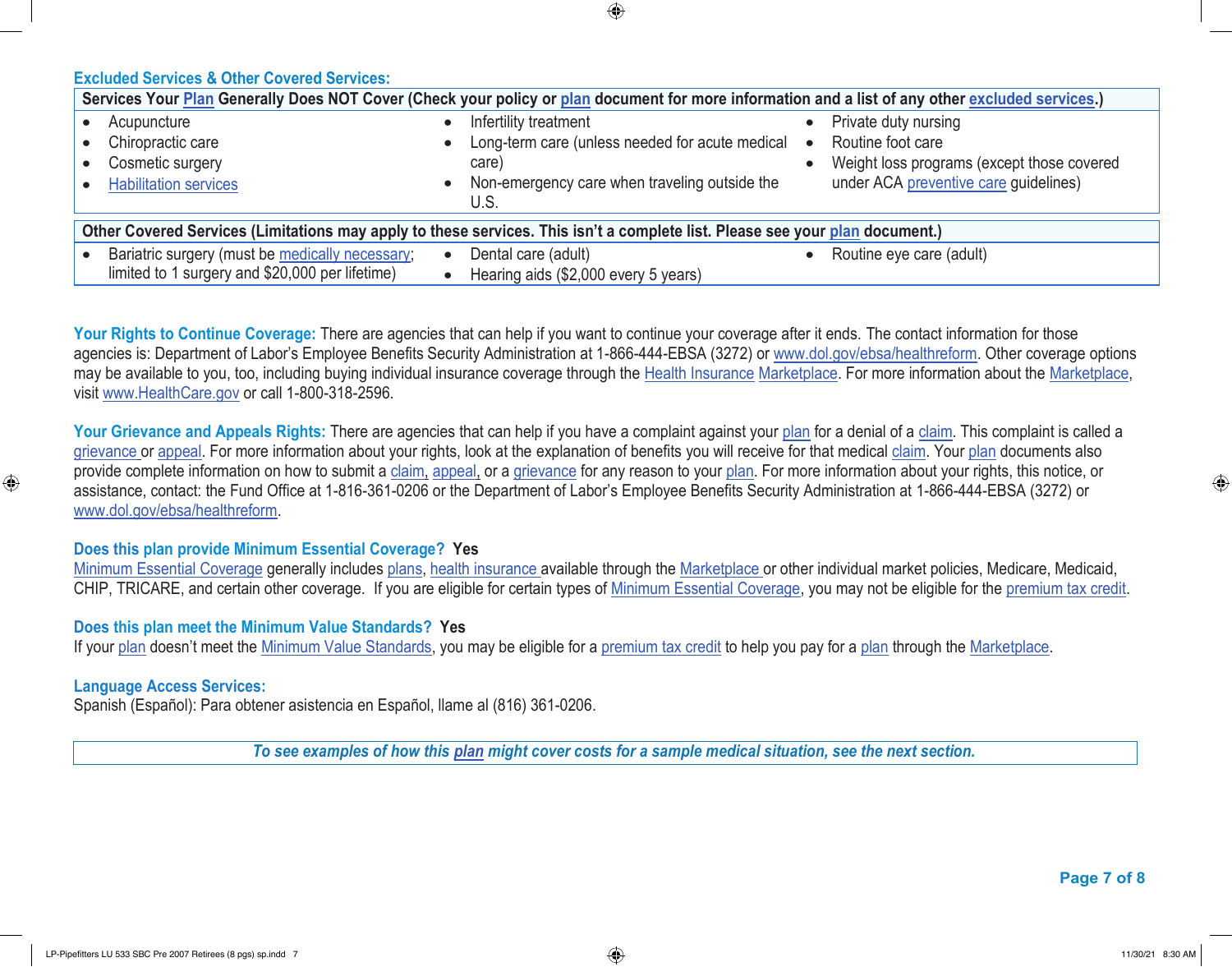### Excluded Services & Other Covered Services:

| Services Your Plan Generally Does NOT Cover (Check your policy or plan document for more information and a list of any other excluded services.) | | |
|---|---|---|
| • Acupuncture<br>• Chiropractic care<br>• Cosmetic surgery<br>• Habilitation services | • Infertility treatment<br>• Long-term care (unless needed for acute medical care)<br>• Non-emergency care when traveling outside the U.S. | • Private duty nursing<br>• Routine foot care<br>• Weight loss programs (except those covered under ACA preventive care guidelines) |

| Other Covered Services (Limitations may apply to these services. This isn't a complete list. Please see your plan document.) | | |
|---|---|---|
| • Bariatric surgery (must be medically necessary; limited to 1 surgery and $20,000 per lifetime) | • Dental care (adult)<br>• Hearing aids ($2,000 every 5 years) | • Routine eye care (adult) |

**Your Rights to Continue Coverage:** There are agencies that can help if you want to continue your coverage after it ends. The contact information for those agencies is: Department of Labor's Employee Benefits Security Administration at 1-866-444-EBSA (3272) or www.dol.gov/ebsa/healthreform. Other coverage options may be available to you, too, including buying individual insurance coverage through the Health Insurance Marketplace. For more information about the Marketplace, visit www.HealthCare.gov or call 1-800-318-2596.

**Your Grievance and Appeals Rights:** There are agencies that can help if you have a complaint against your plan for a denial of a claim. This complaint is called a grievance or appeal. For more information about your rights, look at the explanation of benefits you will receive for that medical claim. Your plan documents also provide complete information on how to submit a claim, appeal, or a grievance for any reason to your plan. For more information about your rights, this notice, or assistance, contact: the Fund Office at 1-816-361-0206 or the Department of Labor's Employee Benefits Security Administration at 1-866-444-EBSA (3272) or www.dol.gov/ebsa/healthreform.

**Does this plan provide Minimum Essential Coverage? Yes**

Minimum Essential Coverage generally includes plans, health insurance available through the Marketplace or other individual market policies, Medicare, Medicaid, CHIP, TRICARE, and certain other coverage. If you are eligible for certain types of Minimum Essential Coverage, you may not be eligible for the premium tax credit.

**Does this plan meet the Minimum Value Standards? Yes**

If your plan doesn't meet the Minimum Value Standards, you may be eligible for a premium tax credit to help you pay for a plan through the Marketplace.

**Language Access Services:**

Spanish (Español): Para obtener asistencia en Español, llame al (816) 361-0206.

***To see examples of how this plan might cover costs for a sample medical situation, see the next section.***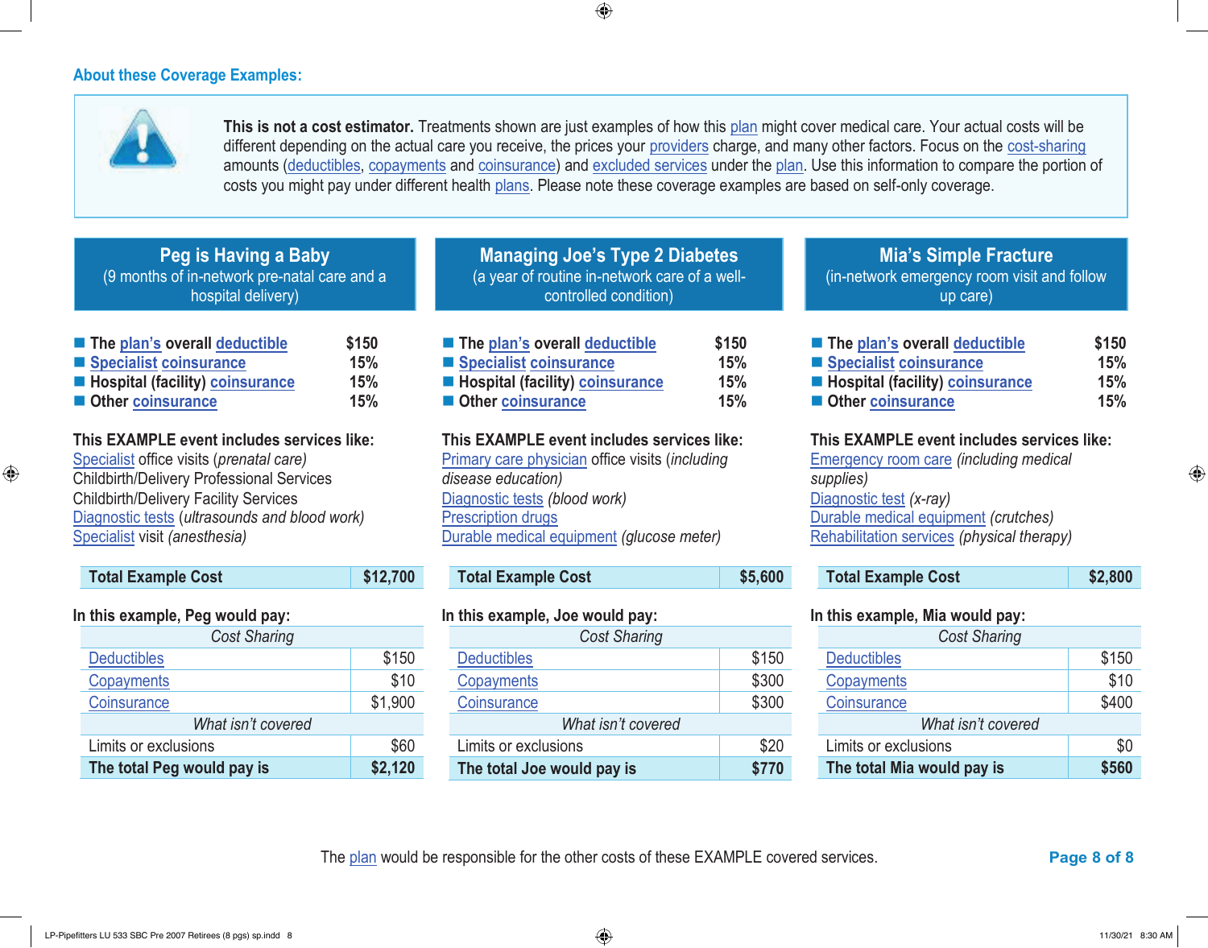## About these Coverage Examples:

**This is not a cost estimator.** Treatments shown are just examples of how this plan might cover medical care. Your actual costs will be different depending on the actual care you receive, the prices your providers charge, and many other factors. Focus on the cost-sharing amounts (deductibles, copayments and coinsurance) and excluded services under the plan. Use this information to compare the portion of costs you might pay under different health plans. Please note these coverage examples are based on self-only coverage.

### Peg is Having a Baby
(9 months of in-network pre-natal care and a hospital delivery)

- **The plan's overall deductible** — **$150**
- **Specialist coinsurance** — **15%**
- **Hospital (facility) coinsurance** — **15%**
- **Other coinsurance** — **15%**

**This EXAMPLE event includes services like:**
Specialist office visits (*prenatal care)*
Childbirth/Delivery Professional Services
Childbirth/Delivery Facility Services
Diagnostic tests (*ultrasounds and blood work)*
Specialist visit *(anesthesia)*

| **Total Example Cost** | **$12,700** |
|---|---|

**In this example, Peg would pay:**

| *Cost Sharing* | |
|---|---|
| Deductibles | $150 |
| Copayments | $10 |
| Coinsurance | $1,900 |
| *What isn't covered* | |
| Limits or exclusions | $60 |
| **The total Peg would pay is** | **$2,120** |

### Managing Joe's Type 2 Diabetes
(a year of routine in-network care of a well-controlled condition)

- **The plan's overall deductible** — **$150**
- **Specialist coinsurance** — **15%**
- **Hospital (facility) coinsurance** — **15%**
- **Other coinsurance** — **15%**

**This EXAMPLE event includes services like:**
Primary care physician office visits (*including disease education)*
Diagnostic tests *(blood work)*
Prescription drugs
Durable medical equipment *(glucose meter)*

| **Total Example Cost** | **$5,600** |
|---|---|

**In this example, Joe would pay:**

| *Cost Sharing* | |
|---|---|
| Deductibles | $150 |
| Copayments | $300 |
| Coinsurance | $300 |
| *What isn't covered* | |
| Limits or exclusions | $20 |
| **The total Joe would pay is** | **$770** |

### Mia's Simple Fracture
(in-network emergency room visit and follow up care)

- **The plan's overall deductible** — **$150**
- **Specialist coinsurance** — **15%**
- **Hospital (facility) coinsurance** — **15%**
- **Other coinsurance** — **15%**

**This EXAMPLE event includes services like:**
Emergency room care *(including medical supplies)*
Diagnostic test *(x-ray)*
Durable medical equipment *(crutches)*
Rehabilitation services *(physical therapy)*

| **Total Example Cost** | **$2,800** |
|---|---|

**In this example, Mia would pay:**

| *Cost Sharing* | |
|---|---|
| Deductibles | $150 |
| Copayments | $10 |
| Coinsurance | $400 |
| *What isn't covered* | |
| Limits or exclusions | $0 |
| **The total Mia would pay is** | **$560** |

The plan would be responsible for the other costs of these EXAMPLE covered services.